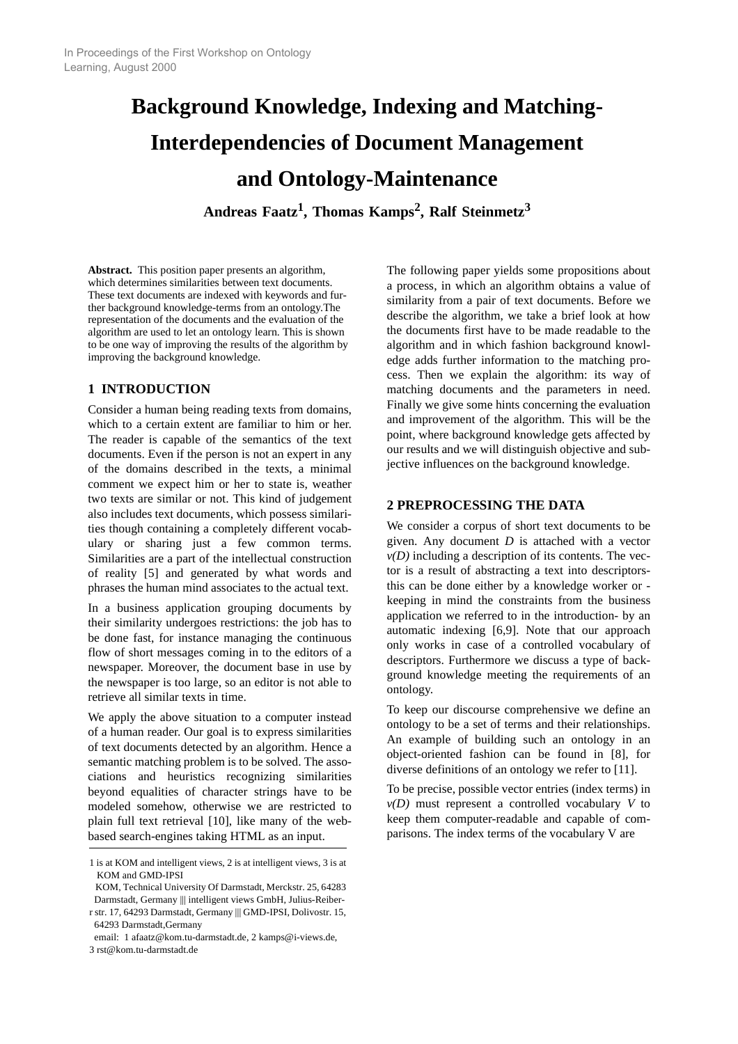In Proceedings of the First Workshop on Ontology Learning, August 2000

# Background Knowledge, Indexing and Matching-Interdependencies of Document Management and Ontology-Maintenance

**Andreas Faatz[1], Thomas Kamps[2], Ralf Steinmetz[3]**

**Abstract.** This position paper presents an algorithm, which determines similarities between text documents. These text documents are indexed with keywords and further background knowledge-terms from an ontology.The representation of the documents and the evaluation of the algorithm are used to let an ontology learn. This is shown to be one way of improving the results of the algorithm by improving the background knowledge.

## 1 INTRODUCTION

Consider a human being reading texts from domains, which to a certain extent are familiar to him or her. The reader is capable of the semantics of the text documents. Even if the person is not an expert in any of the domains described in the texts, a minimal comment we expect him or her to state is, weather two texts are similar or not. This kind of judgement also includes text documents, which possess similarities though containing a completely different vocabulary or sharing just a few common terms. Similarities are a part of the intellectual construction of reality [5] and generated by what words and phrases the human mind associates to the actual text.

In a business application grouping documents by their similarity undergoes restrictions: the job has to be done fast, for instance managing the continuous flow of short messages coming in to the editors of a newspaper. Moreover, the document base in use by the newspaper is too large, so an editor is not able to retrieve all similar texts in time.

We apply the above situation to a computer instead of a human reader. Our goal is to express similarities of text documents detected by an algorithm. Hence a semantic matching problem is to be solved. The associations and heuristics recognizing similarities beyond equalities of character strings have to be modeled somehow, otherwise we are restricted to plain full text retrieval [10], like many of the web-based search-engines taking HTML as an input.

The following paper yields some propositions about a process, in which an algorithm obtains a value of similarity from a pair of text documents. Before we describe the algorithm, we take a brief look at how the documents first have to be made readable to the algorithm and in which fashion background knowledge adds further information to the matching process. Then we explain the algorithm: its way of matching documents and the parameters in need. Finally we give some hints concerning the evaluation and improvement of the algorithm. This will be the point, where background knowledge gets affected by our results and we will distinguish objective and subjective influences on the background knowledge.

## 2 PREPROCESSING THE DATA

We consider a corpus of short text documents to be given. Any document *D* is attached with a vector *v(D)* including a description of its contents. The vector is a result of abstracting a text into descriptors-this can be done either by a knowledge worker or -keeping in mind the constraints from the business application we referred to in the introduction- by an automatic indexing [6,9]. Note that our approach only works in case of a controlled vocabulary of descriptors. Furthermore we discuss a type of background knowledge meeting the requirements of an ontology.

To keep our discourse comprehensive we define an ontology to be a set of terms and their relationships. An example of building such an ontology in an object-oriented fashion can be found in [8], for diverse definitions of an ontology we refer to [11].

To be precise, possible vector entries (index terms) in *v(D)* must represent a controlled vocabulary *V* to keep them computer-readable and capable of comparisons. The index terms of the vocabulary V are

---

1 is at KOM and intelligent views, 2 is at intelligent views, 3 is at KOM and GMD-IPSI

KOM, Technical University Of Darmstadt, Merckstr. 25, 64283 Darmstadt, Germany ||| intelligent views GmbH, Julius-Reiber-r str. 17, 64293 Darmstadt, Germany ||| GMD-IPSI, Dolivostr. 15, 64293 Darmstadt,Germany

email: 1 afaatz@kom.tu-darmstadt.de, 2 kamps@i-views.de, 3 rst@kom.tu-darmstadt.de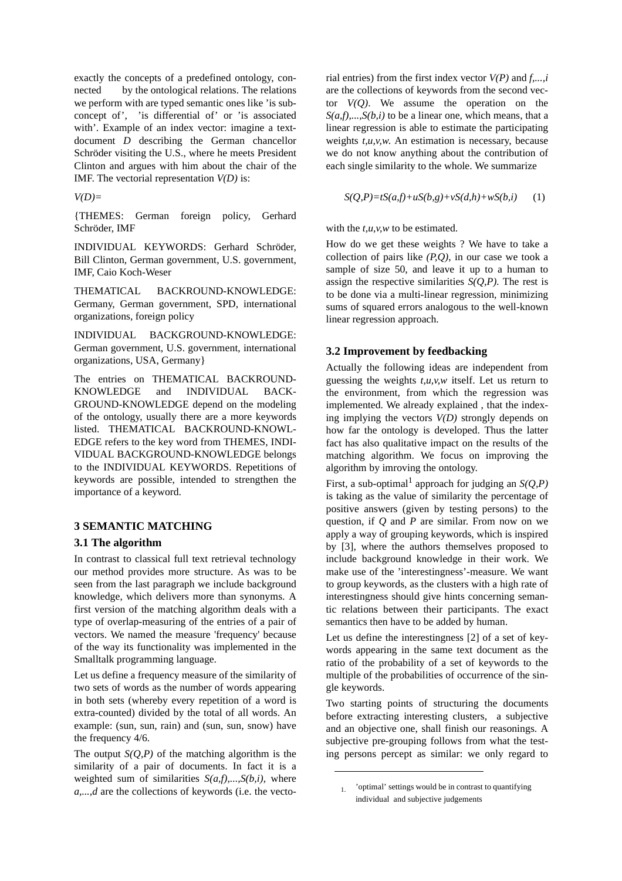exactly the concepts of a predefined ontology, connected by the ontological relations. The relations we perform with are typed semantic ones like 'is subconcept of', 'is differential of' or 'is associated with'. Example of an index vector: imagine a text-document *D* describing the German chancellor Schröder visiting the U.S., where he meets President Clinton and argues with him about the chair of the IMF. The vectorial representation *V(D)* is:

*V(D)*=

{THEMES: German foreign policy, Gerhard Schröder, IMF

INDIVIDUAL KEYWORDS: Gerhard Schröder, Bill Clinton, German government, U.S. government, IMF, Caio Koch-Weser

THEMATICAL BACKROUND-KNOWLEDGE: Germany, German government, SPD, international organizations, foreign policy

INDIVIDUAL BACKGROUND-KNOWLEDGE: German government, U.S. government, international organizations, USA, Germany}

The entries on THEMATICAL BACKROUND-KNOWLEDGE and INDIVIDUAL BACKGROUND-KNOWLEDGE depend on the modeling of the ontology, usually there are a more keywords listed. THEMATICAL BACKROUND-KNOWLEDGE refers to the key word from THEMES, INDIVIDUAL BACKGROUND-KNOWLEDGE belongs to the INDIVIDUAL KEYWORDS. Repetitions of keywords are possible, intended to strengthen the importance of a keyword.

## 3 SEMANTIC MATCHING

### 3.1 The algorithm

In contrast to classical full text retrieval technology our method provides more structure. As was to be seen from the last paragraph we include background knowledge, which delivers more than synonyms. A first version of the matching algorithm deals with a type of overlap-measuring of the entries of a pair of vectors. We named the measure 'frequency' because of the way its functionality was implemented in the Smalltalk programming language.

Let us define a frequency measure of the similarity of two sets of words as the number of words appearing in both sets (whereby every repetition of a word is extra-counted) divided by the total of all words. An example: (sun, sun, rain) and (sun, sun, snow) have the frequency 4/6.

The output *S(Q,P)* of the matching algorithm is the similarity of a pair of documents. In fact it is a weighted sum of similarities *S(a,f),...,S(b,i)*, where *a,...,d* are the collections of keywords (i.e. the vectorial entries) from the first index vector *V(P)* and *f,...,i* are the collections of keywords from the second vector *V(Q)*. We assume the operation on the *S(a,f),...,S(b,i)* to be a linear one, which means, that a linear regression is able to estimate the participating weights *t,u,v,w*. An estimation is necessary, because we do not know anything about the contribution of each single similarity to the whole. We summarize

$$S(Q,P)=tS(a,f)+uS(b,g)+vS(d,h)+wS(b,i) \qquad (1)$$

with the *t,u,v,w* to be estimated.

How do we get these weights ? We have to take a collection of pairs like *(P,Q)*, in our case we took a sample of size 50, and leave it up to a human to assign the respective similarities *S(Q,P)*. The rest is to be done via a multi-linear regression, minimizing sums of squared errors analogous to the well-known linear regression approach.

### 3.2 Improvement by feedbacking

Actually the following ideas are independent from guessing the weights *t,u,v,w* itself. Let us return to the environment, from which the regression was implemented. We already explained , that the indexing implying the vectors *V(D)* strongly depends on how far the ontology is developed. Thus the latter fact has also qualitative impact on the results of the matching algorithm. We focus on improving the algorithm by imroving the ontology.

First, a sub-optimal[1] approach for judging an *S(Q,P)* is taking as the value of similarity the percentage of positive answers (given by testing persons) to the question, if *Q* and *P* are similar. From now on we apply a way of grouping keywords, which is inspired by [3], where the authors themselves proposed to include background knowledge in their work. We make use of the 'interestingness'-measure. We want to group keywords, as the clusters with a high rate of interestingness should give hints concerning semantic relations between their participants. The exact semantics then have to be added by human.

Let us define the interestingness [2] of a set of keywords appearing in the same text document as the ratio of the probability of a set of keywords to the multiple of the probabilities of occurrence of the single keywords.

Two starting points of structuring the documents before extracting interesting clusters, a subjective and an objective one, shall finish our reasonings. A subjective pre-grouping follows from what the testing persons percept as similar: we only regard to

1. 'optimal' settings would be in contrast to quantifying individual and subjective judgements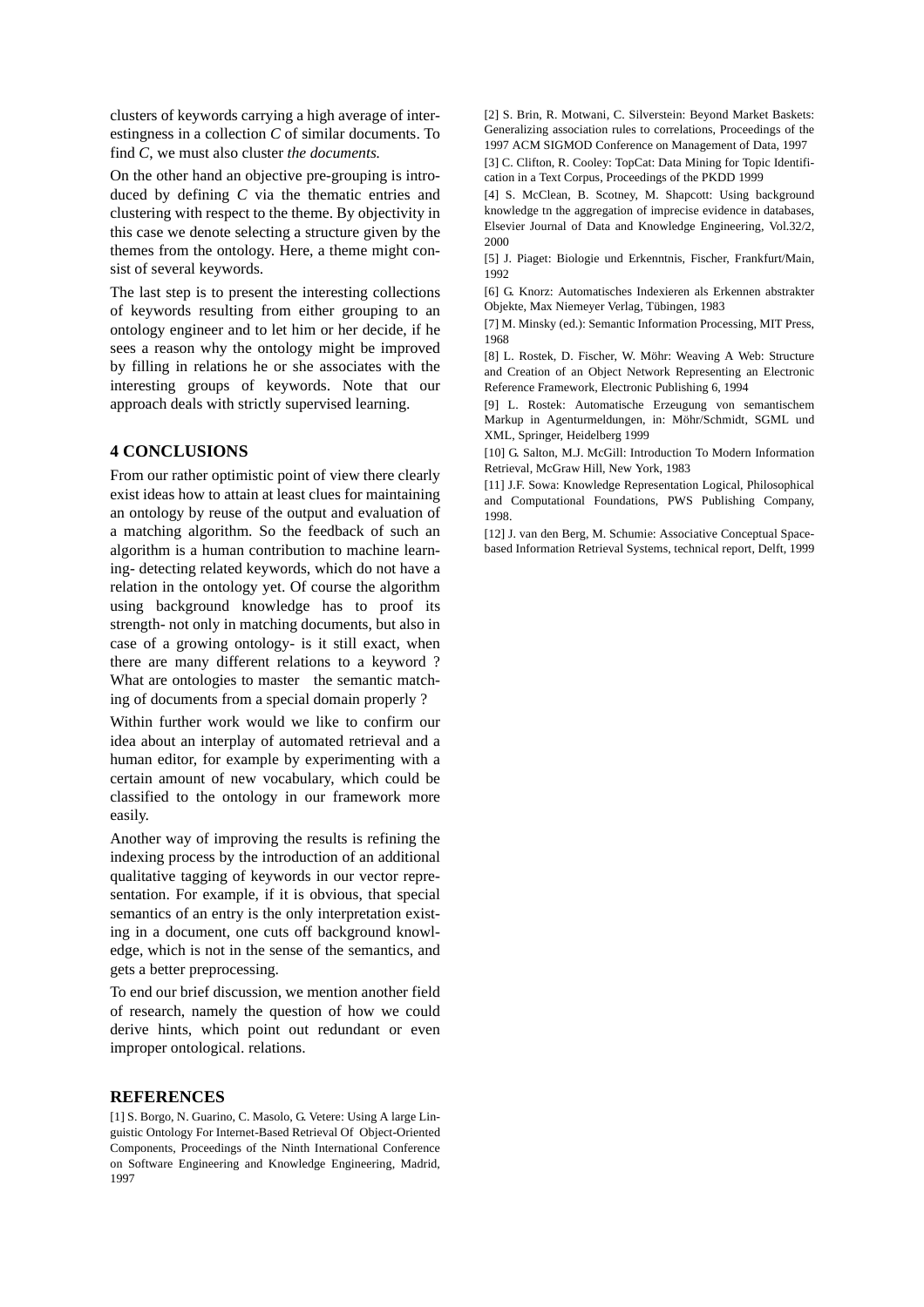clusters of keywords carrying a high average of interestingness in a collection $C$ of similar documents. To find $C$, we must also cluster *the documents.*

On the other hand an objective pre-grouping is introduced by defining $C$ via the thematic entries and clustering with respect to the theme. By objectivity in this case we denote selecting a structure given by the themes from the ontology. Here, a theme might consist of several keywords.

The last step is to present the interesting collections of keywords resulting from either grouping to an ontology engineer and to let him or her decide, if he sees a reason why the ontology might be improved by filling in relations he or she associates with the interesting groups of keywords. Note that our approach deals with strictly supervised learning.

## 4 CONCLUSIONS

From our rather optimistic point of view there clearly exist ideas how to attain at least clues for maintaining an ontology by reuse of the output and evaluation of a matching algorithm. So the feedback of such an algorithm is a human contribution to machine learning- detecting related keywords, which do not have a relation in the ontology yet. Of course the algorithm using background knowledge has to proof its strength- not only in matching documents, but also in case of a growing ontology- is it still exact, when there are many different relations to a keyword ? What are ontologies to master the semantic matching of documents from a special domain properly ?

Within further work would we like to confirm our idea about an interplay of automated retrieval and a human editor, for example by experimenting with a certain amount of new vocabulary, which could be classified to the ontology in our framework more easily.

Another way of improving the results is refining the indexing process by the introduction of an additional qualitative tagging of keywords in our vector representation. For example, if it is obvious, that special semantics of an entry is the only interpretation existing in a document, one cuts off background knowledge, which is not in the sense of the semantics, and gets a better preprocessing.

To end our brief discussion, we mention another field of research, namely the question of how we could derive hints, which point out redundant or even improper ontological. relations.

## REFERENCES

[1] S. Borgo, N. Guarino, C. Masolo, G. Vetere: Using A large Linguistic Ontology For Internet-Based Retrieval Of Object-Oriented Components, Proceedings of the Ninth International Conference on Software Engineering and Knowledge Engineering, Madrid, 1997

[2] S. Brin, R. Motwani, C. Silverstein: Beyond Market Baskets: Generalizing association rules to correlations, Proceedings of the 1997 ACM SIGMOD Conference on Management of Data, 1997

[3] C. Clifton, R. Cooley: TopCat: Data Mining for Topic Identification in a Text Corpus, Proceedings of the PKDD 1999

[4] S. McClean, B. Scotney, M. Shapcott: Using background knowledge tn the aggregation of imprecise evidence in databases, Elsevier Journal of Data and Knowledge Engineering, Vol.32/2, 2000

[5] J. Piaget: Biologie und Erkenntnis, Fischer, Frankfurt/Main, 1992

[6] G. Knorz: Automatisches Indexieren als Erkennen abstrakter Objekte, Max Niemeyer Verlag, Tübingen, 1983

[7] M. Minsky (ed.): Semantic Information Processing, MIT Press, 1968

[8] L. Rostek, D. Fischer, W. Möhr: Weaving A Web: Structure and Creation of an Object Network Representing an Electronic Reference Framework, Electronic Publishing 6, 1994

[9] L. Rostek: Automatische Erzeugung von semantischem Markup in Agenturmeldungen, in: Möhr/Schmidt, SGML und XML, Springer, Heidelberg 1999

[10] G. Salton, M.J. McGill: Introduction To Modern Information Retrieval, McGraw Hill, New York, 1983

[11] J.F. Sowa: Knowledge Representation Logical, Philosophical and Computational Foundations, PWS Publishing Company, 1998.

[12] J. van den Berg, M. Schumie: Associative Conceptual Space-based Information Retrieval Systems, technical report, Delft, 1999